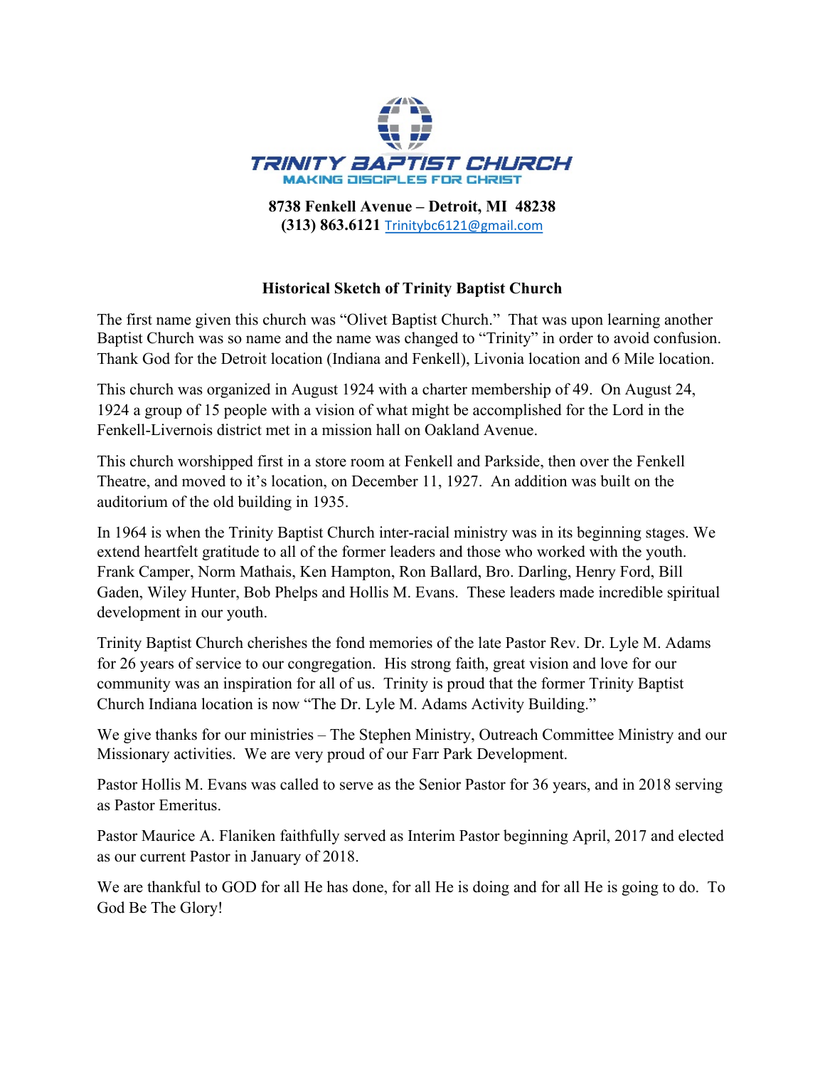# TRINITY BAPTIST CHURCH

MAKING DISCIPLES FOR CHRIST

**8738 Fenkell Avenue – Detroit, MI 48238**
**(313) 863.6121** Trinitybc6121@gmail.com

## Historical Sketch of Trinity Baptist Church

The first name given this church was "Olivet Baptist Church." That was upon learning another Baptist Church was so name and the name was changed to "Trinity" in order to avoid confusion. Thank God for the Detroit location (Indiana and Fenkell), Livonia location and 6 Mile location.

This church was organized in August 1924 with a charter membership of 49. On August 24, 1924 a group of 15 people with a vision of what might be accomplished for the Lord in the Fenkell-Livernois district met in a mission hall on Oakland Avenue.

This church worshipped first in a store room at Fenkell and Parkside, then over the Fenkell Theatre, and moved to it's location, on December 11, 1927. An addition was built on the auditorium of the old building in 1935.

In 1964 is when the Trinity Baptist Church inter-racial ministry was in its beginning stages. We extend heartfelt gratitude to all of the former leaders and those who worked with the youth. Frank Camper, Norm Mathais, Ken Hampton, Ron Ballard, Bro. Darling, Henry Ford, Bill Gaden, Wiley Hunter, Bob Phelps and Hollis M. Evans. These leaders made incredible spiritual development in our youth.

Trinity Baptist Church cherishes the fond memories of the late Pastor Rev. Dr. Lyle M. Adams for 26 years of service to our congregation. His strong faith, great vision and love for our community was an inspiration for all of us. Trinity is proud that the former Trinity Baptist Church Indiana location is now "The Dr. Lyle M. Adams Activity Building."

We give thanks for our ministries – The Stephen Ministry, Outreach Committee Ministry and our Missionary activities. We are very proud of our Farr Park Development.

Pastor Hollis M. Evans was called to serve as the Senior Pastor for 36 years, and in 2018 serving as Pastor Emeritus.

Pastor Maurice A. Flaniken faithfully served as Interim Pastor beginning April, 2017 and elected as our current Pastor in January of 2018.

We are thankful to GOD for all He has done, for all He is doing and for all He is going to do. To God Be The Glory!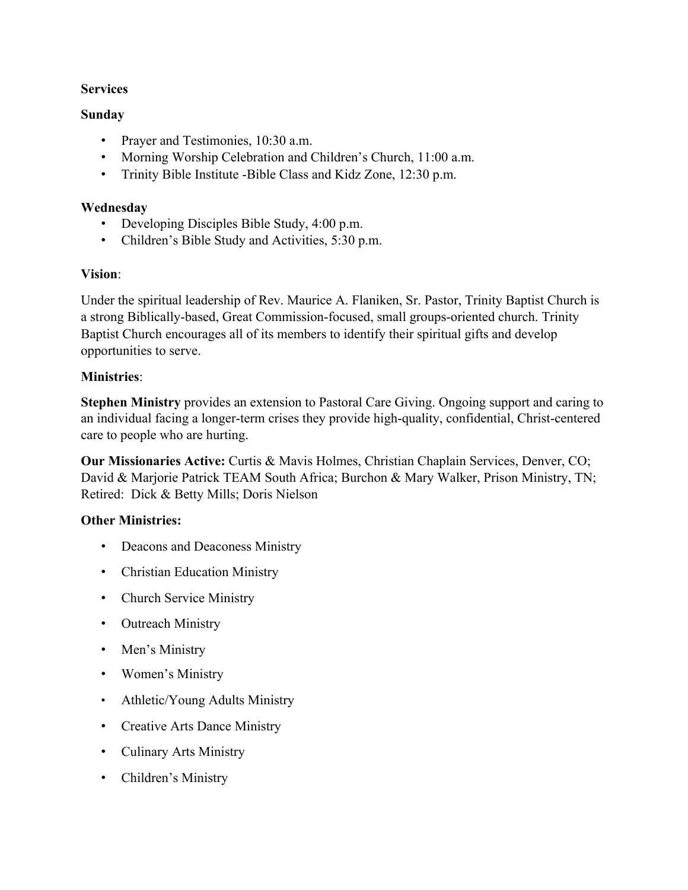**Services**

**Sunday**

- Prayer and Testimonies, 10:30 a.m.
- Morning Worship Celebration and Children's Church, 11:00 a.m.
- Trinity Bible Institute -Bible Class and Kidz Zone, 12:30 p.m.

**Wednesday**

- Developing Disciples Bible Study, 4:00 p.m.
- Children's Bible Study and Activities, 5:30 p.m.

**Vision**:

Under the spiritual leadership of Rev. Maurice A. Flaniken, Sr. Pastor, Trinity Baptist Church is a strong Biblically-based, Great Commission-focused, small groups-oriented church. Trinity Baptist Church encourages all of its members to identify their spiritual gifts and develop opportunities to serve.

**Ministries**:

**Stephen Ministry** provides an extension to Pastoral Care Giving. Ongoing support and caring to an individual facing a longer-term crises they provide high-quality, confidential, Christ-centered care to people who are hurting.

**Our Missionaries Active:** Curtis & Mavis Holmes, Christian Chaplain Services, Denver, CO; David & Marjorie Patrick TEAM South Africa; Burchon & Mary Walker, Prison Ministry, TN; Retired: Dick & Betty Mills; Doris Nielson

**Other Ministries:**

- Deacons and Deaconess Ministry
- Christian Education Ministry
- Church Service Ministry
- Outreach Ministry
- Men's Ministry
- Women's Ministry
- Athletic/Young Adults Ministry
- Creative Arts Dance Ministry
- Culinary Arts Ministry
- Children's Ministry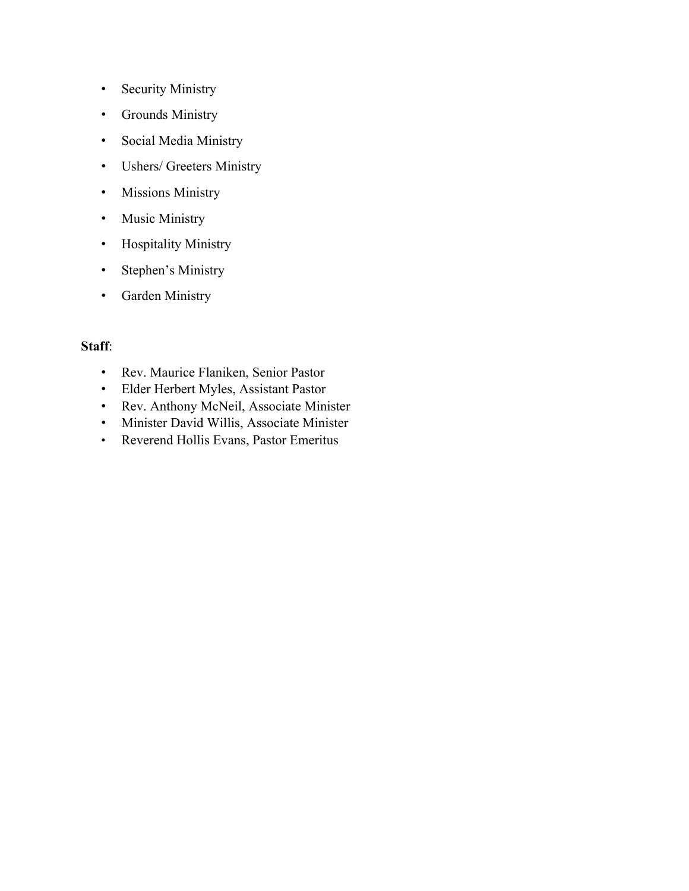- Security Ministry
- Grounds Ministry
- Social Media Ministry
- Ushers/ Greeters Ministry
- Missions Ministry
- Music Ministry
- Hospitality Ministry
- Stephen's Ministry
- Garden Ministry

**Staff**:

- Rev. Maurice Flaniken, Senior Pastor
- Elder Herbert Myles, Assistant Pastor
- Rev. Anthony McNeil, Associate Minister
- Minister David Willis, Associate Minister
- Reverend Hollis Evans, Pastor Emeritus